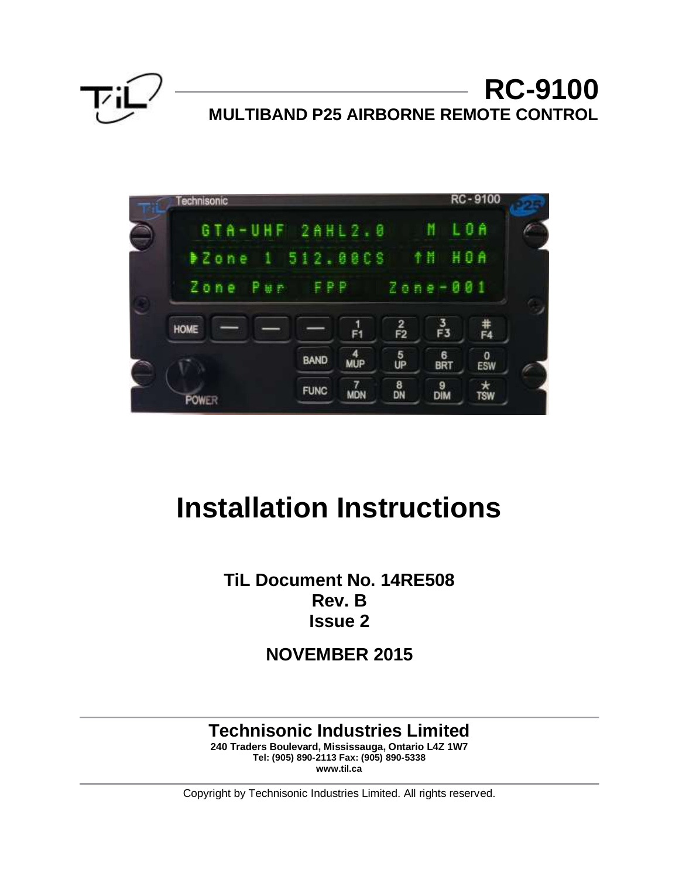# RC-9100

**MULTIBAND P25 AIRBORNE REMOTE CONTROL**

# Installation Instructions

**TiL Document No. 14RE508**
**Rev. B**
**Issue 2**

**NOVEMBER 2015**

**Technisonic Industries Limited**
**240 Traders Boulevard, Mississauga, Ontario L4Z 1W7**
**Tel: (905) 890-2113 Fax: (905) 890-5338**
**www.til.ca**

Copyright by Technisonic Industries Limited. All rights reserved.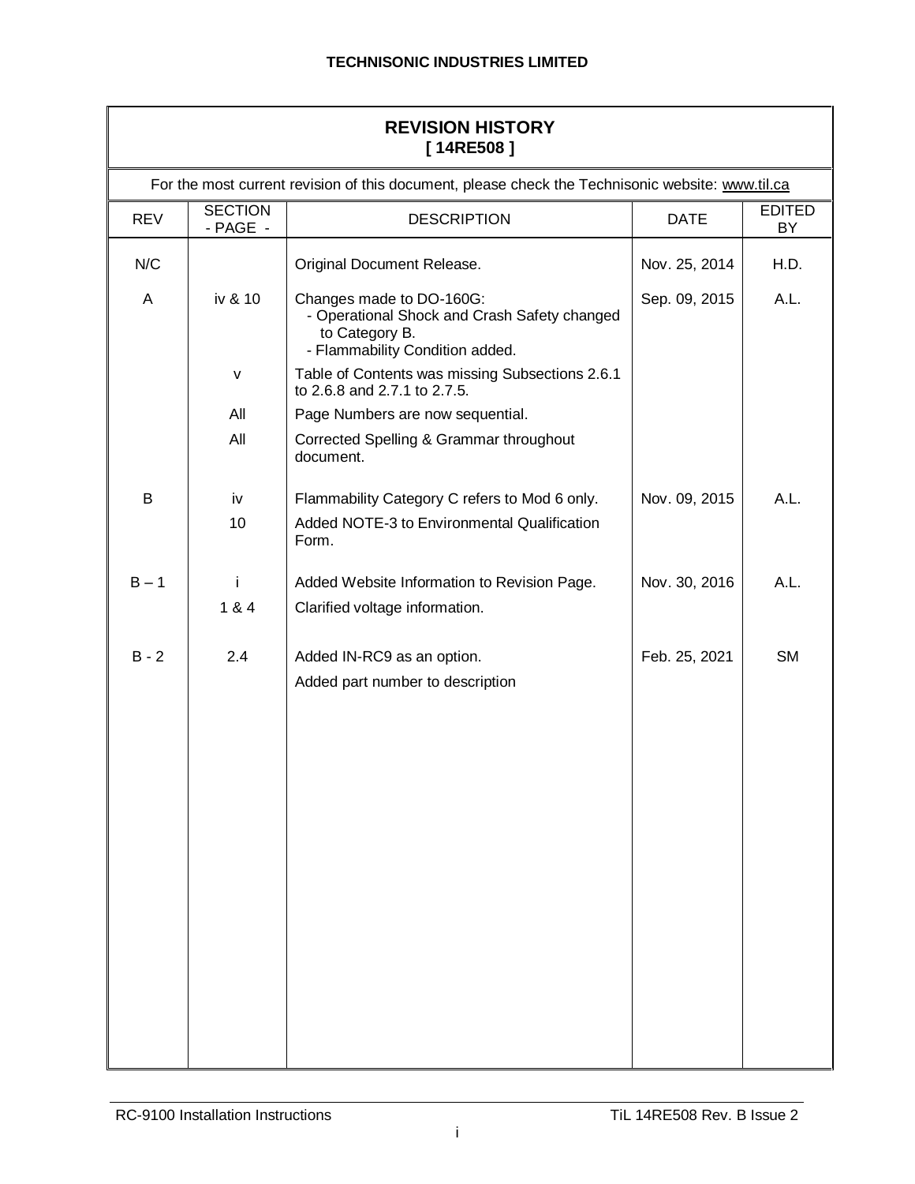**TECHNISONIC INDUSTRIES LIMITED**

# REVISION HISTORY
## [ 14RE508 ]

For the most current revision of this document, please check the Technisonic website: www.til.ca

| REV | SECTION - PAGE - | DESCRIPTION | DATE | EDITED BY |
|---|---|---|---|---|
| N/C | | Original Document Release. | Nov. 25, 2014 | H.D. |
| A | iv & 10 | Changes made to DO-160G:<br>- Operational Shock and Crash Safety changed to Category B.<br>- Flammability Condition added. | Sep. 09, 2015 | A.L. |
| | v | Table of Contents was missing Subsections 2.6.1 to 2.6.8 and 2.7.1 to 2.7.5. | | |
| | All | Page Numbers are now sequential. | | |
| | All | Corrected Spelling & Grammar throughout document. | | |
| B | iv | Flammability Category C refers to Mod 6 only. | Nov. 09, 2015 | A.L. |
| | 10 | Added NOTE-3 to Environmental Qualification Form. | | |
| B – 1 | i | Added Website Information to Revision Page. | Nov. 30, 2016 | A.L. |
| | 1 & 4 | Clarified voltage information. | | |
| B - 2 | 2.4 | Added IN-RC9 as an option. | Feb. 25, 2021 | SM |
| | | Added part number to description | | |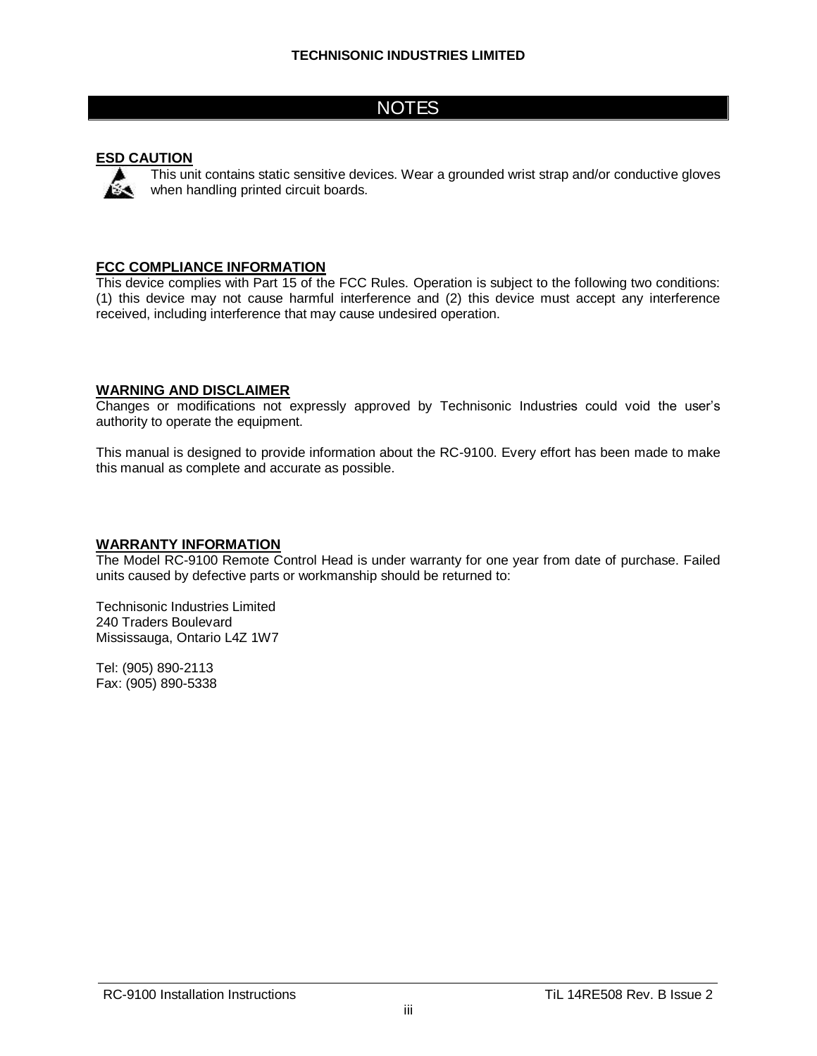# NOTES

## ESD CAUTION

This unit contains static sensitive devices. Wear a grounded wrist strap and/or conductive gloves when handling printed circuit boards.

## FCC COMPLIANCE INFORMATION

This device complies with Part 15 of the FCC Rules. Operation is subject to the following two conditions: (1) this device may not cause harmful interference and (2) this device must accept any interference received, including interference that may cause undesired operation.

## WARNING AND DISCLAIMER

Changes or modifications not expressly approved by Technisonic Industries could void the user's authority to operate the equipment.

This manual is designed to provide information about the RC-9100. Every effort has been made to make this manual as complete and accurate as possible.

## WARRANTY INFORMATION

The Model RC-9100 Remote Control Head is under warranty for one year from date of purchase. Failed units caused by defective parts or workmanship should be returned to:

Technisonic Industries Limited
240 Traders Boulevard
Mississauga, Ontario L4Z 1W7

Tel: (905) 890-2113
Fax: (905) 890-5338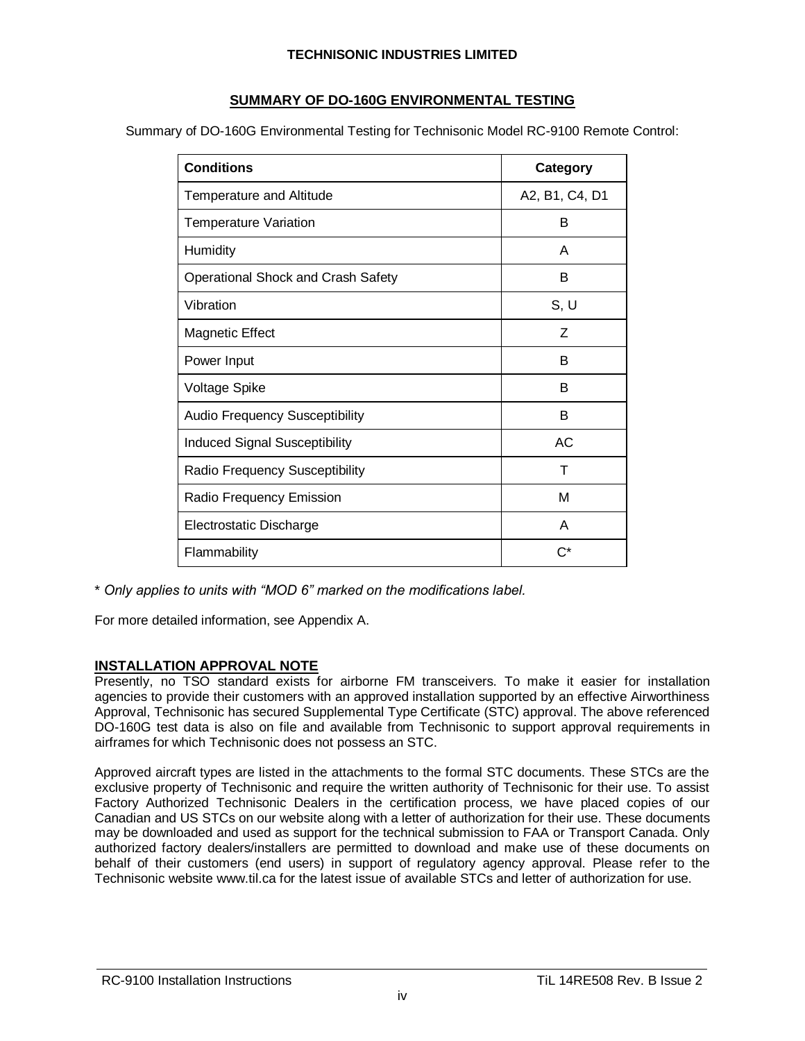## SUMMARY OF DO-160G ENVIRONMENTAL TESTING

Summary of DO-160G Environmental Testing for Technisonic Model RC-9100 Remote Control:

| Conditions | Category |
|---|---|
| Temperature and Altitude | A2, B1, C4, D1 |
| Temperature Variation | B |
| Humidity | A |
| Operational Shock and Crash Safety | B |
| Vibration | S, U |
| Magnetic Effect | Z |
| Power Input | B |
| Voltage Spike | B |
| Audio Frequency Susceptibility | B |
| Induced Signal Susceptibility | AC |
| Radio Frequency Susceptibility | T |
| Radio Frequency Emission | M |
| Electrostatic Discharge | A |
| Flammability | C* |

\* *Only applies to units with "MOD 6" marked on the modifications label.*

For more detailed information, see Appendix A.

### INSTALLATION APPROVAL NOTE

Presently, no TSO standard exists for airborne FM transceivers. To make it easier for installation agencies to provide their customers with an approved installation supported by an effective Airworthiness Approval, Technisonic has secured Supplemental Type Certificate (STC) approval. The above referenced DO-160G test data is also on file and available from Technisonic to support approval requirements in airframes for which Technisonic does not possess an STC.

Approved aircraft types are listed in the attachments to the formal STC documents. These STCs are the exclusive property of Technisonic and require the written authority of Technisonic for their use. To assist Factory Authorized Technisonic Dealers in the certification process, we have placed copies of our Canadian and US STCs on our website along with a letter of authorization for their use. These documents may be downloaded and used as support for the technical submission to FAA or Transport Canada. Only authorized factory dealers/installers are permitted to download and make use of these documents on behalf of their customers (end users) in support of regulatory agency approval. Please refer to the Technisonic website www.til.ca for the latest issue of available STCs and letter of authorization for use.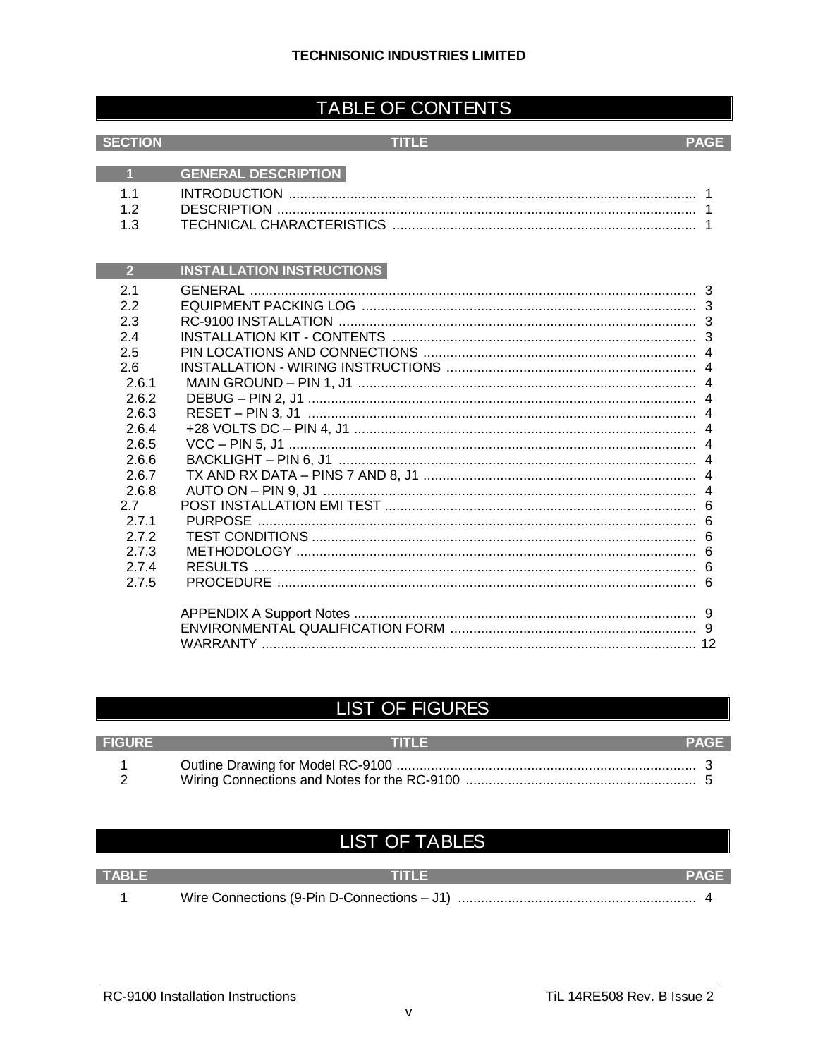# TABLE OF CONTENTS

| SECTION | TITLE | PAGE |
|---|---|---|
| **1** | **GENERAL DESCRIPTION** | |
| 1.1 | INTRODUCTION | 1 |
| 1.2 | DESCRIPTION | 1 |
| 1.3 | TECHNICAL CHARACTERISTICS | 1 |
| **2** | **INSTALLATION INSTRUCTIONS** | |
| 2.1 | GENERAL | 3 |
| 2.2 | EQUIPMENT PACKING LOG | 3 |
| 2.3 | RC-9100 INSTALLATION | 3 |
| 2.4 | INSTALLATION KIT - CONTENTS | 3 |
| 2.5 | PIN LOCATIONS AND CONNECTIONS | 4 |
| 2.6 | INSTALLATION - WIRING INSTRUCTIONS | 4 |
| 2.6.1 | MAIN GROUND – PIN 1, J1 | 4 |
| 2.6.2 | DEBUG – PIN 2, J1 | 4 |
| 2.6.3 | RESET – PIN 3, J1 | 4 |
| 2.6.4 | +28 VOLTS DC – PIN 4, J1 | 4 |
| 2.6.5 | VCC – PIN 5, J1 | 4 |
| 2.6.6 | BACKLIGHT – PIN 6, J1 | 4 |
| 2.6.7 | TX AND RX DATA – PINS 7 AND 8, J1 | 4 |
| 2.6.8 | AUTO ON – PIN 9, J1 | 4 |
| 2.7 | POST INSTALLATION EMI TEST | 6 |
| 2.7.1 | PURPOSE | 6 |
| 2.7.2 | TEST CONDITIONS | 6 |
| 2.7.3 | METHODOLOGY | 6 |
| 2.7.4 | RESULTS | 6 |
| 2.7.5 | PROCEDURE | 6 |
| | APPENDIX A Support Notes | 9 |
| | ENVIRONMENTAL QUALIFICATION FORM | 9 |
| | WARRANTY | 12 |

# LIST OF FIGURES

| FIGURE | TITLE | PAGE |
|---|---|---|
| 1 | Outline Drawing for Model RC-9100 | 3 |
| 2 | Wiring Connections and Notes for the RC-9100 | 5 |

# LIST OF TABLES

| TABLE | TITLE | PAGE |
|---|---|---|
| 1 | Wire Connections (9-Pin D-Connections – J1) | 4 |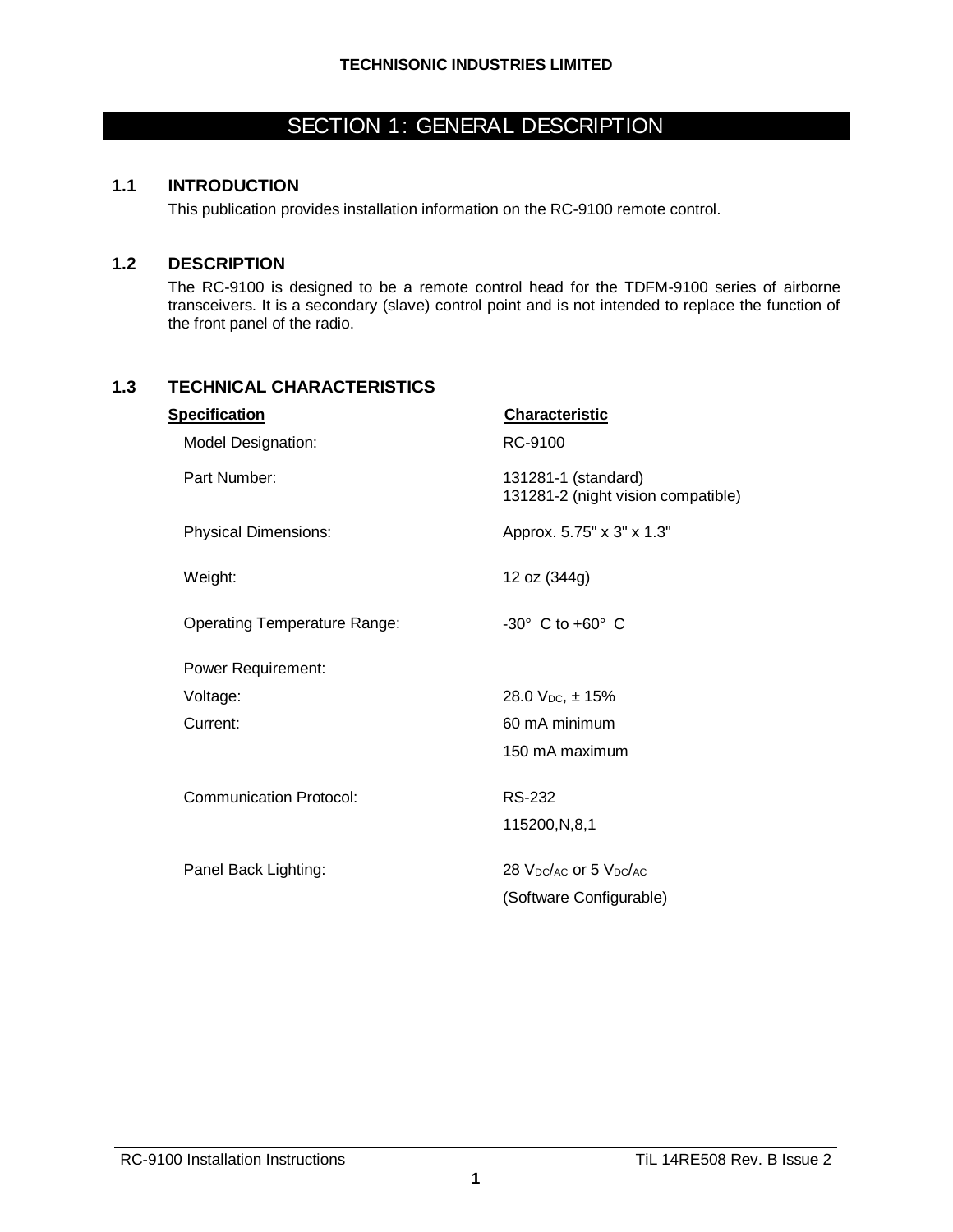# SECTION 1: GENERAL DESCRIPTION

## 1.1 INTRODUCTION

This publication provides installation information on the RC-9100 remote control.

## 1.2 DESCRIPTION

The RC-9100 is designed to be a remote control head for the TDFM-9100 series of airborne transceivers. It is a secondary (slave) control point and is not intended to replace the function of the front panel of the radio.

## 1.3 TECHNICAL CHARACTERISTICS

| Specification | Characteristic |
| --- | --- |
| Model Designation: | RC-9100 |
| Part Number: | 131281-1 (standard)<br>131281-2 (night vision compatible) |
| Physical Dimensions: | Approx. 5.75" x 3" x 1.3" |
| Weight: | 12 oz (344g) |
| Operating Temperature Range: | -30° C to +60° C |
| Power Requirement: | |
| Voltage: | 28.0 $V_{DC}$, ± 15% |
| Current: | 60 mA minimum<br>150 mA maximum |
| Communication Protocol: | RS-232<br>115200,N,8,1 |
| Panel Back Lighting: | 28 $V_{DC}/_{AC}$ or 5 $V_{DC}/_{AC}$<br>(Software Configurable) |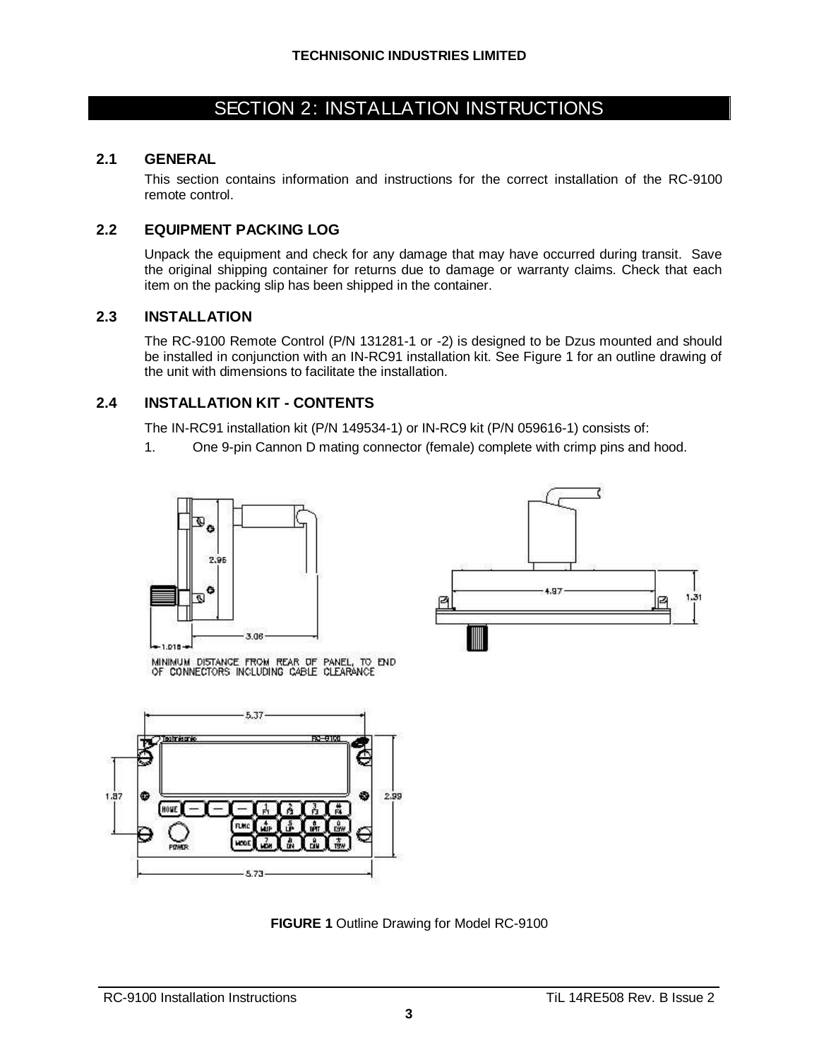## SECTION 2: INSTALLATION INSTRUCTIONS

### 2.1 GENERAL

This section contains information and instructions for the correct installation of the RC-9100 remote control.

### 2.2 EQUIPMENT PACKING LOG

Unpack the equipment and check for any damage that may have occurred during transit. Save the original shipping container for returns due to damage or warranty claims. Check that each item on the packing slip has been shipped in the container.

### 2.3 INSTALLATION

The RC-9100 Remote Control (P/N 131281-1 or -2) is designed to be Dzus mounted and should be installed in conjunction with an IN-RC91 installation kit. See Figure 1 for an outline drawing of the unit with dimensions to facilitate the installation.

### 2.4 INSTALLATION KIT - CONTENTS

The IN-RC91 installation kit (P/N 149534-1) or IN-RC9 kit (P/N 059616-1) consists of:

1. One 9-pin Cannon D mating connector (female) complete with crimp pins and hood.

**FIGURE 1** Outline Drawing for Model RC-9100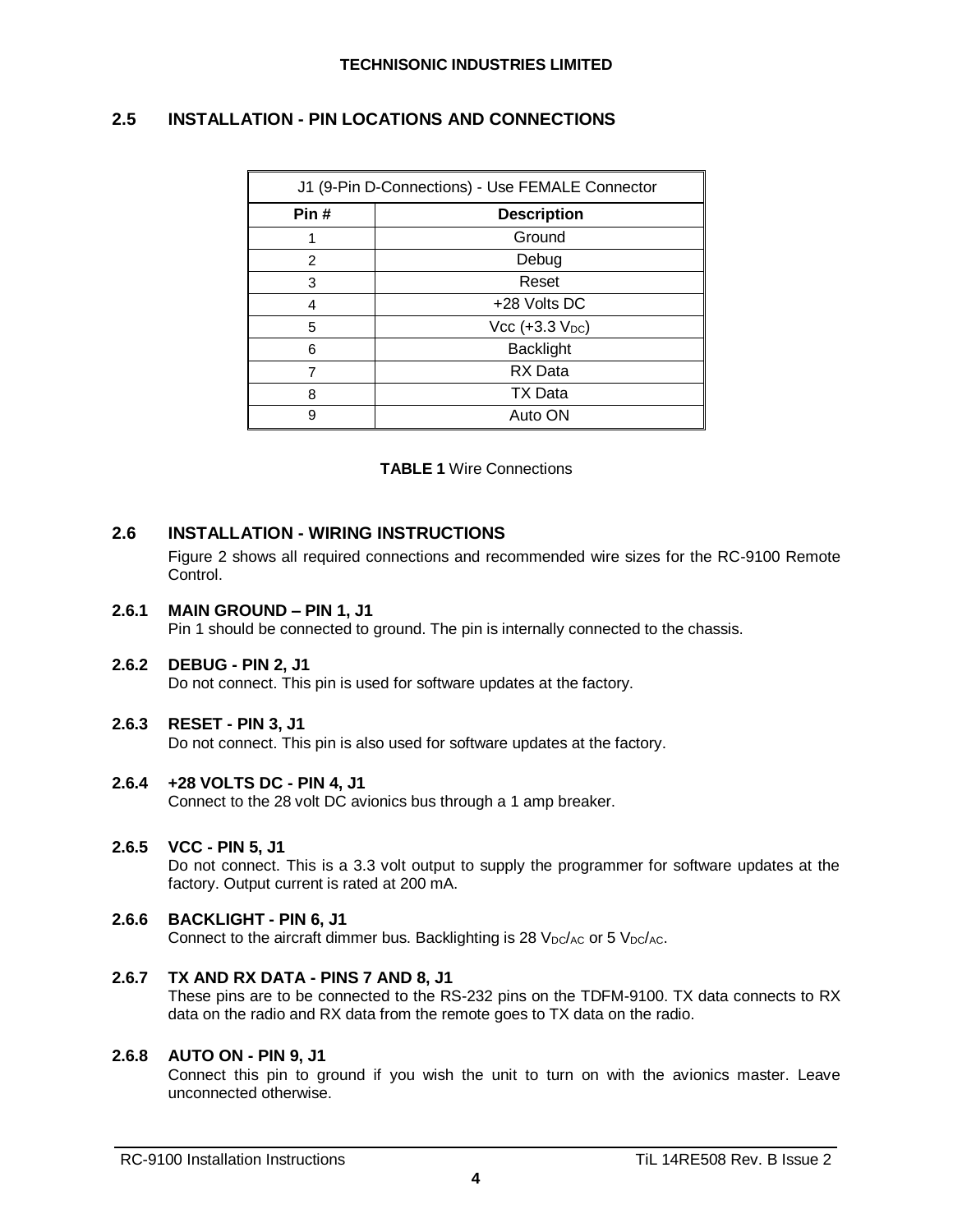## 2.5 INSTALLATION - PIN LOCATIONS AND CONNECTIONS

| J1 (9-Pin D-Connections) - Use FEMALE Connector | |
|---|---|
| **Pin #** | **Description** |
| 1 | Ground |
| 2 | Debug |
| 3 | Reset |
| 4 | +28 Volts DC |
| 5 | Vcc (+3.3 $V_{DC}$) |
| 6 | Backlight |
| 7 | RX Data |
| 8 | TX Data |
| 9 | Auto ON |

**TABLE 1** Wire Connections

## 2.6 INSTALLATION - WIRING INSTRUCTIONS

Figure 2 shows all required connections and recommended wire sizes for the RC-9100 Remote Control.

### 2.6.1 MAIN GROUND – PIN 1, J1

Pin 1 should be connected to ground. The pin is internally connected to the chassis.

### 2.6.2 DEBUG - PIN 2, J1

Do not connect. This pin is used for software updates at the factory.

### 2.6.3 RESET - PIN 3, J1

Do not connect. This pin is also used for software updates at the factory.

### 2.6.4 +28 VOLTS DC - PIN 4, J1

Connect to the 28 volt DC avionics bus through a 1 amp breaker.

### 2.6.5 VCC - PIN 5, J1

Do not connect. This is a 3.3 volt output to supply the programmer for software updates at the factory. Output current is rated at 200 mA.

### 2.6.6 BACKLIGHT - PIN 6, J1

Connect to the aircraft dimmer bus. Backlighting is 28 $V_{DC/AC}$ or 5 $V_{DC/AC}$.

### 2.6.7 TX AND RX DATA - PINS 7 AND 8, J1

These pins are to be connected to the RS-232 pins on the TDFM-9100. TX data connects to RX data on the radio and RX data from the remote goes to TX data on the radio.

### 2.6.8 AUTO ON - PIN 9, J1

Connect this pin to ground if you wish the unit to turn on with the avionics master. Leave unconnected otherwise.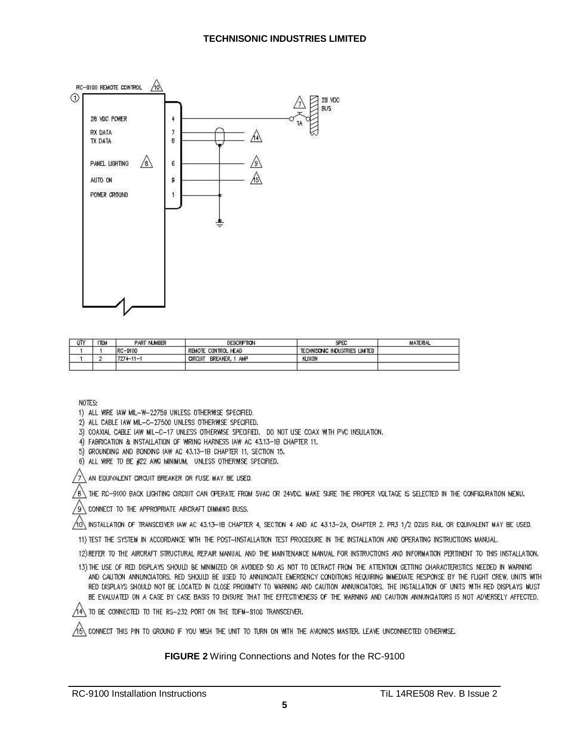RC-9100 REMOTE CONTROL [10]

① 

| Signal | Pin |
| --- | --- |
| 28 VDC POWER | 4 |
| RX DATA | 7 |
| TX DATA | 8 |
| PANEL LIGHTING [8] | 6 |
| AUTO ON | 9 |
| POWER GROUND | 1 |

[7] 28 VDC BUS, 1A

[14] [9] [15]

| QTY | ITEM | PART NUMBER | DESCRIPTION | SPEC | MATERIAL |
| --- | --- | --- | --- | --- | --- |
| 1 | 1 | RC-9100 | REMOTE CONTROL HEAD | TECHNISONIC INDUSTRIES LIMITED | |
| 1 | 2 | 7274-11-1 | CIRCUIT BREAKER, 1 AMP | KLIXON | |
| | | | | | |

NOTES:

1) ALL WIRE IAW MIL-W-22759 UNLESS OTHERWISE SPECIFIED.
2) ALL CABLE IAW MIL-C-27500 UNLESS OTHERWISE SPECIFIED.
3) COAXIAL CABLE IAW MIL-C-17 UNLESS OTHERWISE SPECIFIED. DO NOT USE COAX WITH PVC INSULATION.
4) FABRICATION & INSTALLATION OF WIRING HARNESS IAW AC 43.13-1B CHAPTER 11.
5) GROUNDING AND BONDING IAW AC 43.13-1B CHAPTER 11, SECTION 15.
6) ALL WIRE TO BE #22 AWG MINIMUM, UNLESS OTHERWISE SPECIFIED.

[7] AN EQUIVALENT CIRCUIT BREAKER OR FUSE MAY BE USED.

[8] THE RC-9100 BACK LIGHTING CIRCUIT CAN OPERATE FROM 5VAC OR 24VDC. MAKE SURE THE PROPER VOLTAGE IS SELECTED IN THE CONFIGURATION MENU.

[9] CONNECT TO THE APPROPRIATE AIRCRAFT DIMMING BUSS.

[10] INSTALLATION OF TRANSCEIVER IAW AC 43.13-1B CHAPTER 4, SECTION 4 AND AC 43.13-2A, CHAPTER 2. PR3 1/2 DZUS RAIL OR EQUIVALENT MAY BE USED.

11) TEST THE SYSTEM IN ACCORDANCE WITH THE POST-INSTALLATION TEST PROCEDURE IN THE INSTALLATION AND OPERATING INSTRUCTIONS MANUAL.

12) REFER TO THE AIRCRAFT STRUCTURAL REPAIR MANUAL AND THE MAINTENANCE MANUAL FOR INSTRUCTIONS AND INFORMATION PERTINENT TO THIS INSTALLATION.

13) THE USE OF RED DISPLAYS SHOULD BE MINIMIZED OR AVOIDED SO AS NOT TO DETRACT FROM THE ATTENTION GETTING CHARACTERISTICS NEEDED IN WARNING AND CAUTION ANNUNCIATORS. RED SHOULD BE USED TO ANNUNCIATE EMERGENCY CONDITIONS REQUIRING IMMEDIATE RESPONSE BY THE FLIGHT CREW. UNITS WITH RED DISPLAYS SHOULD NOT BE LOCATED IN CLOSE PROXIMITY TO WARNING AND CAUTION ANNUNCIATORS. THE INSTALLATION OF UNITS WITH RED DISPLAYS MUST BE EVALUATED ON A CASE BY CASE BASIS TO ENSURE THAT THE EFFECTIVENESS OF THE WARNING AND CAUTION ANNUNCIATORS IS NOT ADVERSELY AFFECTED.

[14] TO BE CONNECTED TO THE RS-232 PORT ON THE TDFM-9100 TRANSCEIVER.

[15] CONNECT THIS PIN TO GROUND IF YOU WISH THE UNIT TO TURN ON WITH THE AVIONICS MASTER. LEAVE UNCONNECTED OTHERWISE.

**FIGURE 2** Wiring Connections and Notes for the RC-9100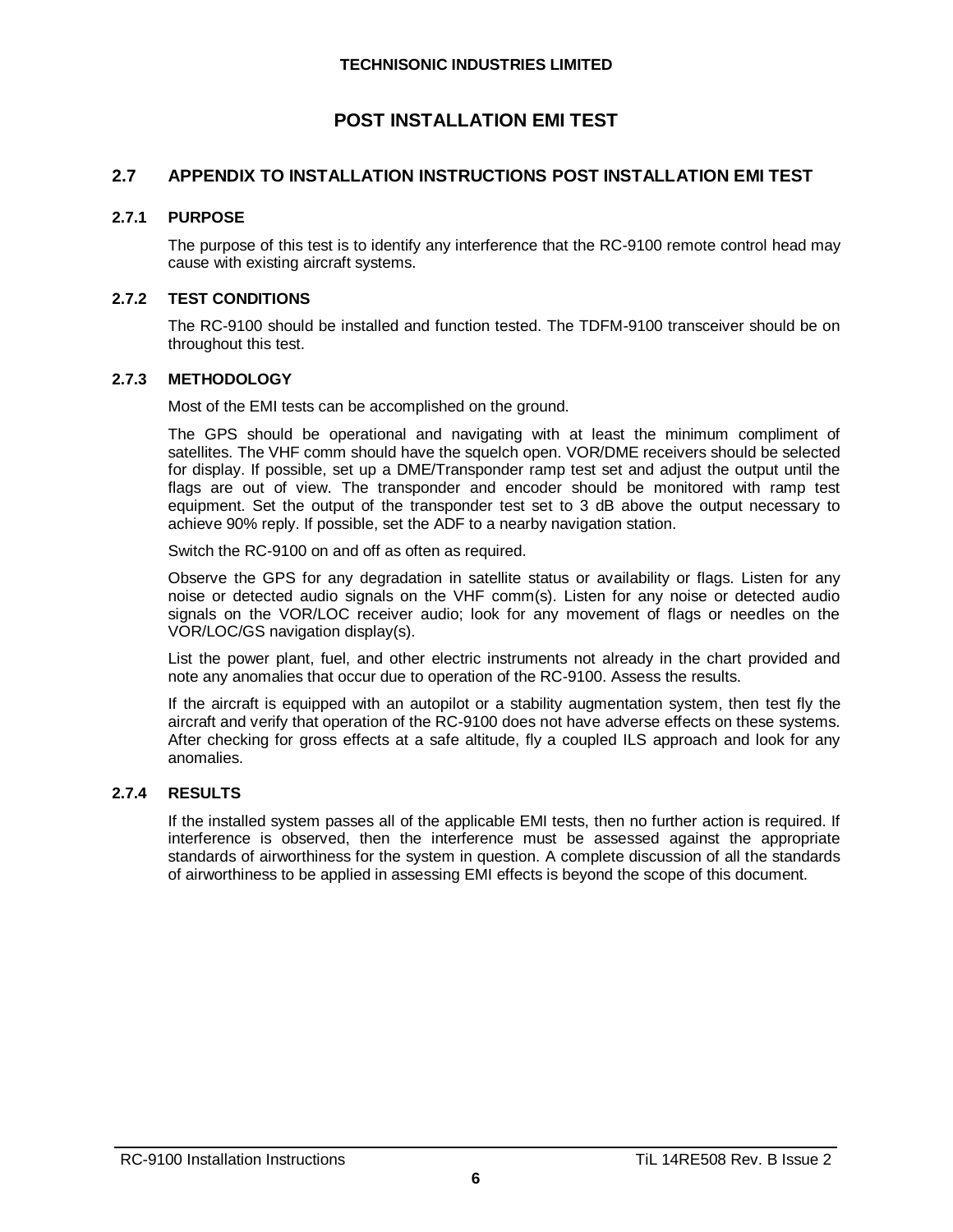# POST INSTALLATION EMI TEST

## 2.7 APPENDIX TO INSTALLATION INSTRUCTIONS POST INSTALLATION EMI TEST

### 2.7.1 PURPOSE

The purpose of this test is to identify any interference that the RC-9100 remote control head may cause with existing aircraft systems.

### 2.7.2 TEST CONDITIONS

The RC-9100 should be installed and function tested. The TDFM-9100 transceiver should be on throughout this test.

### 2.7.3 METHODOLOGY

Most of the EMI tests can be accomplished on the ground.

The GPS should be operational and navigating with at least the minimum compliment of satellites. The VHF comm should have the squelch open. VOR/DME receivers should be selected for display. If possible, set up a DME/Transponder ramp test set and adjust the output until the flags are out of view. The transponder and encoder should be monitored with ramp test equipment. Set the output of the transponder test set to 3 dB above the output necessary to achieve 90% reply. If possible, set the ADF to a nearby navigation station.

Switch the RC-9100 on and off as often as required.

Observe the GPS for any degradation in satellite status or availability or flags. Listen for any noise or detected audio signals on the VHF comm(s). Listen for any noise or detected audio signals on the VOR/LOC receiver audio; look for any movement of flags or needles on the VOR/LOC/GS navigation display(s).

List the power plant, fuel, and other electric instruments not already in the chart provided and note any anomalies that occur due to operation of the RC-9100. Assess the results.

If the aircraft is equipped with an autopilot or a stability augmentation system, then test fly the aircraft and verify that operation of the RC-9100 does not have adverse effects on these systems. After checking for gross effects at a safe altitude, fly a coupled ILS approach and look for any anomalies.

### 2.7.4 RESULTS

If the installed system passes all of the applicable EMI tests, then no further action is required. If interference is observed, then the interference must be assessed against the appropriate standards of airworthiness for the system in question. A complete discussion of all the standards of airworthiness to be applied in assessing EMI effects is beyond the scope of this document.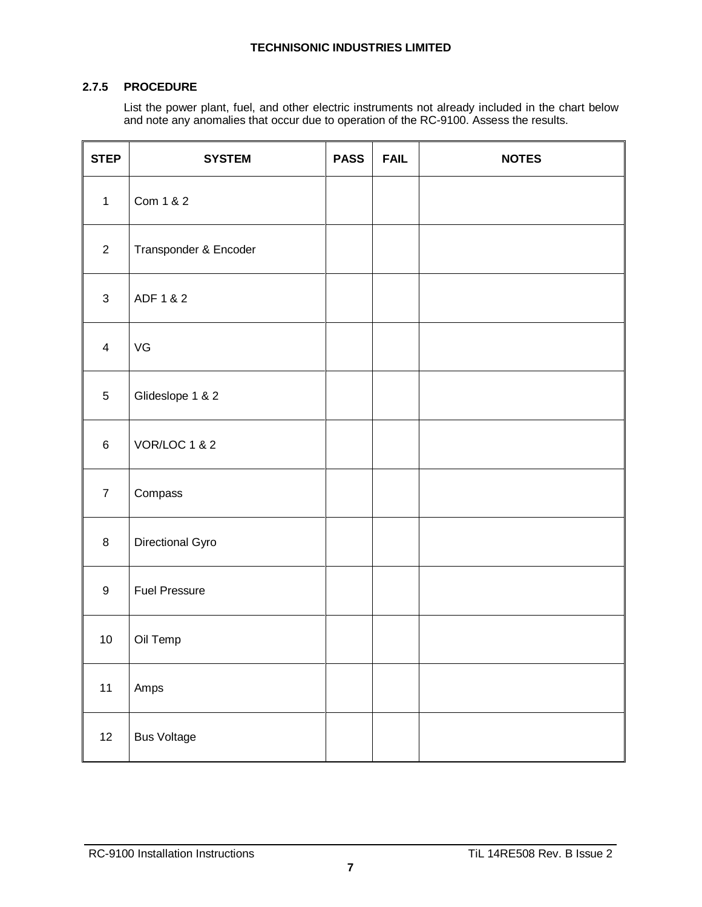### 2.7.5 PROCEDURE

List the power plant, fuel, and other electric instruments not already included in the chart below and note any anomalies that occur due to operation of the RC-9100. Assess the results.

| STEP | SYSTEM | PASS | FAIL | NOTES |
|---|---|---|---|---|
| 1 | Com 1 & 2 | | | |
| 2 | Transponder & Encoder | | | |
| 3 | ADF 1 & 2 | | | |
| 4 | VG | | | |
| 5 | Glideslope 1 & 2 | | | |
| 6 | VOR/LOC 1 & 2 | | | |
| 7 | Compass | | | |
| 8 | Directional Gyro | | | |
| 9 | Fuel Pressure | | | |
| 10 | Oil Temp | | | |
| 11 | Amps | | | |
| 12 | Bus Voltage | | | |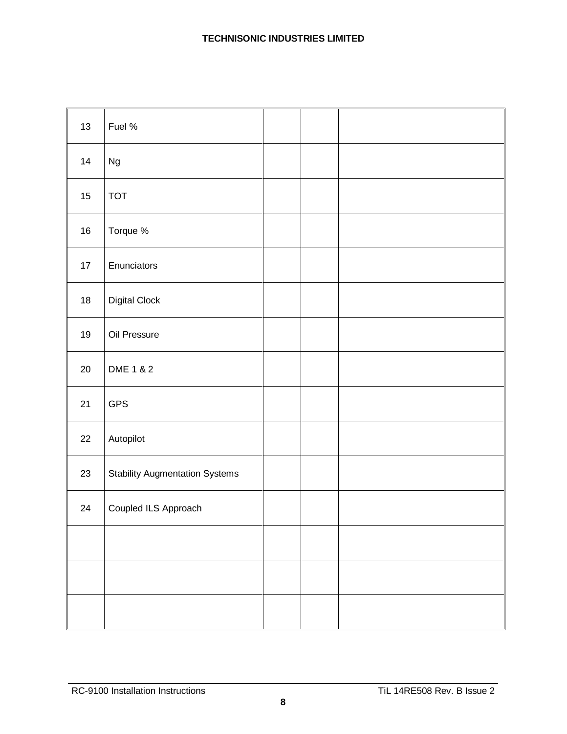| | | | | |
|---|---|---|---|---|
| 13 | Fuel % | | | |
| 14 | Ng | | | |
| 15 | TOT | | | |
| 16 | Torque % | | | |
| 17 | Enunciators | | | |
| 18 | Digital Clock | | | |
| 19 | Oil Pressure | | | |
| 20 | DME 1 & 2 | | | |
| 21 | GPS | | | |
| 22 | Autopilot | | | |
| 23 | Stability Augmentation Systems | | | |
| 24 | Coupled ILS Approach | | | |
| | | | | |
| | | | | |
| | | | | |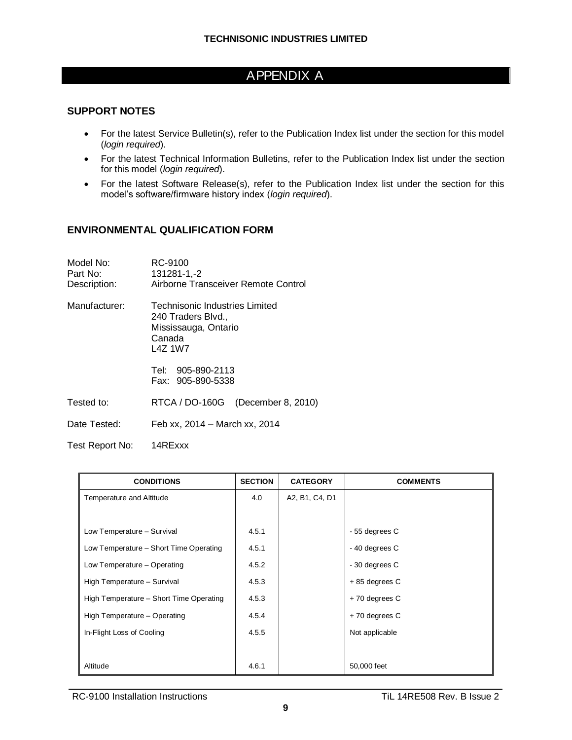# APPENDIX A

## SUPPORT NOTES

- For the latest Service Bulletin(s), refer to the Publication Index list under the section for this model (*login required*).
- For the latest Technical Information Bulletins, refer to the Publication Index list under the section for this model (*login required*).
- For the latest Software Release(s), refer to the Publication Index list under the section for this model's software/firmware history index (*login required*).

## ENVIRONMENTAL QUALIFICATION FORM

Model No: RC-9100
Part No: 131281-1,-2
Description: Airborne Transceiver Remote Control

Manufacturer: Technisonic Industries Limited
240 Traders Blvd.,
Mississauga, Ontario
Canada
L4Z 1W7

Tel: 905-890-2113
Fax: 905-890-5338

Tested to: RTCA / DO-160G (December 8, 2010)

Date Tested: Feb xx, 2014 – March xx, 2014

Test Report No: 14RExxx

| CONDITIONS | SECTION | CATEGORY | COMMENTS |
|---|---|---|---|
| Temperature and Altitude | 4.0 | A2, B1, C4, D1 | |
| Low Temperature – Survival | 4.5.1 | | - 55 degrees C |
| Low Temperature – Short Time Operating | 4.5.1 | | - 40 degrees C |
| Low Temperature – Operating | 4.5.2 | | - 30 degrees C |
| High Temperature – Survival | 4.5.3 | | + 85 degrees C |
| High Temperature – Short Time Operating | 4.5.3 | | + 70 degrees C |
| High Temperature – Operating | 4.5.4 | | + 70 degrees C |
| In-Flight Loss of Cooling | 4.5.5 | | Not applicable |
| Altitude | 4.6.1 | | 50,000 feet |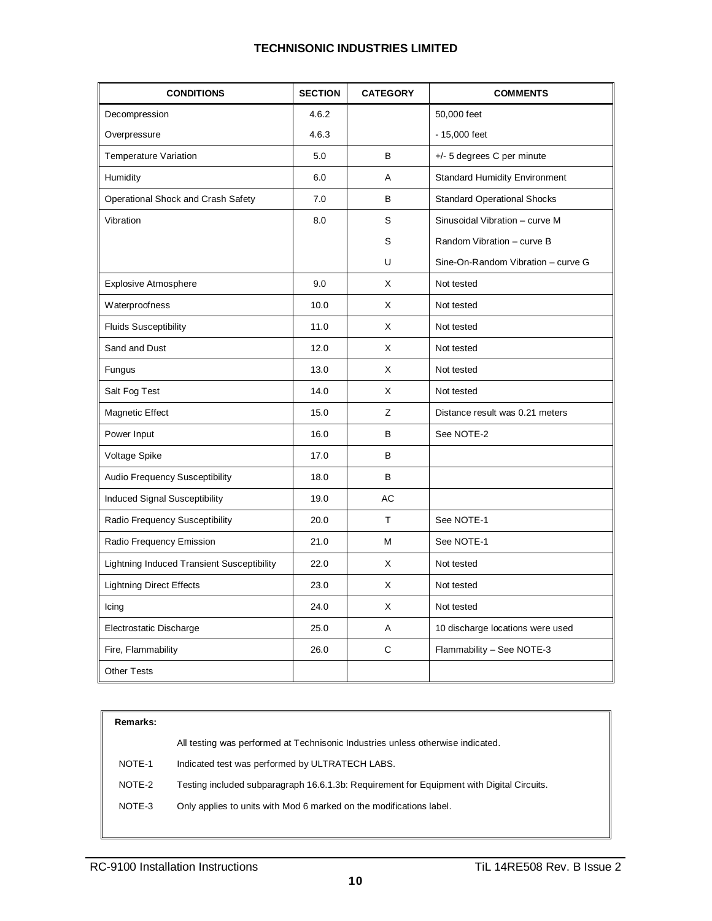| CONDITIONS | SECTION | CATEGORY | COMMENTS |
|---|---|---|---|
| Decompression | 4.6.2 | | 50,000 feet |
| Overpressure | 4.6.3 | | - 15,000 feet |
| Temperature Variation | 5.0 | B | +/- 5 degrees C per minute |
| Humidity | 6.0 | A | Standard Humidity Environment |
| Operational Shock and Crash Safety | 7.0 | B | Standard Operational Shocks |
| Vibration | 8.0 | S | Sinusoidal Vibration – curve M |
| | | S | Random Vibration – curve B |
| | | U | Sine-On-Random Vibration – curve G |
| Explosive Atmosphere | 9.0 | X | Not tested |
| Waterproofness | 10.0 | X | Not tested |
| Fluids Susceptibility | 11.0 | X | Not tested |
| Sand and Dust | 12.0 | X | Not tested |
| Fungus | 13.0 | X | Not tested |
| Salt Fog Test | 14.0 | X | Not tested |
| Magnetic Effect | 15.0 | Z | Distance result was 0.21 meters |
| Power Input | 16.0 | B | See NOTE-2 |
| Voltage Spike | 17.0 | B | |
| Audio Frequency Susceptibility | 18.0 | B | |
| Induced Signal Susceptibility | 19.0 | AC | |
| Radio Frequency Susceptibility | 20.0 | T | See NOTE-1 |
| Radio Frequency Emission | 21.0 | M | See NOTE-1 |
| Lightning Induced Transient Susceptibility | 22.0 | X | Not tested |
| Lightning Direct Effects | 23.0 | X | Not tested |
| Icing | 24.0 | X | Not tested |
| Electrostatic Discharge | 25.0 | A | 10 discharge locations were used |
| Fire, Flammability | 26.0 | C | Flammability – See NOTE-3 |
| Other Tests | | | |

**Remarks:**

All testing was performed at Technisonic Industries unless otherwise indicated.

NOTE-1 Indicated test was performed by ULTRATECH LABS.

NOTE-2 Testing included subparagraph 16.6.1.3b: Requirement for Equipment with Digital Circuits.

NOTE-3 Only applies to units with Mod 6 marked on the modifications label.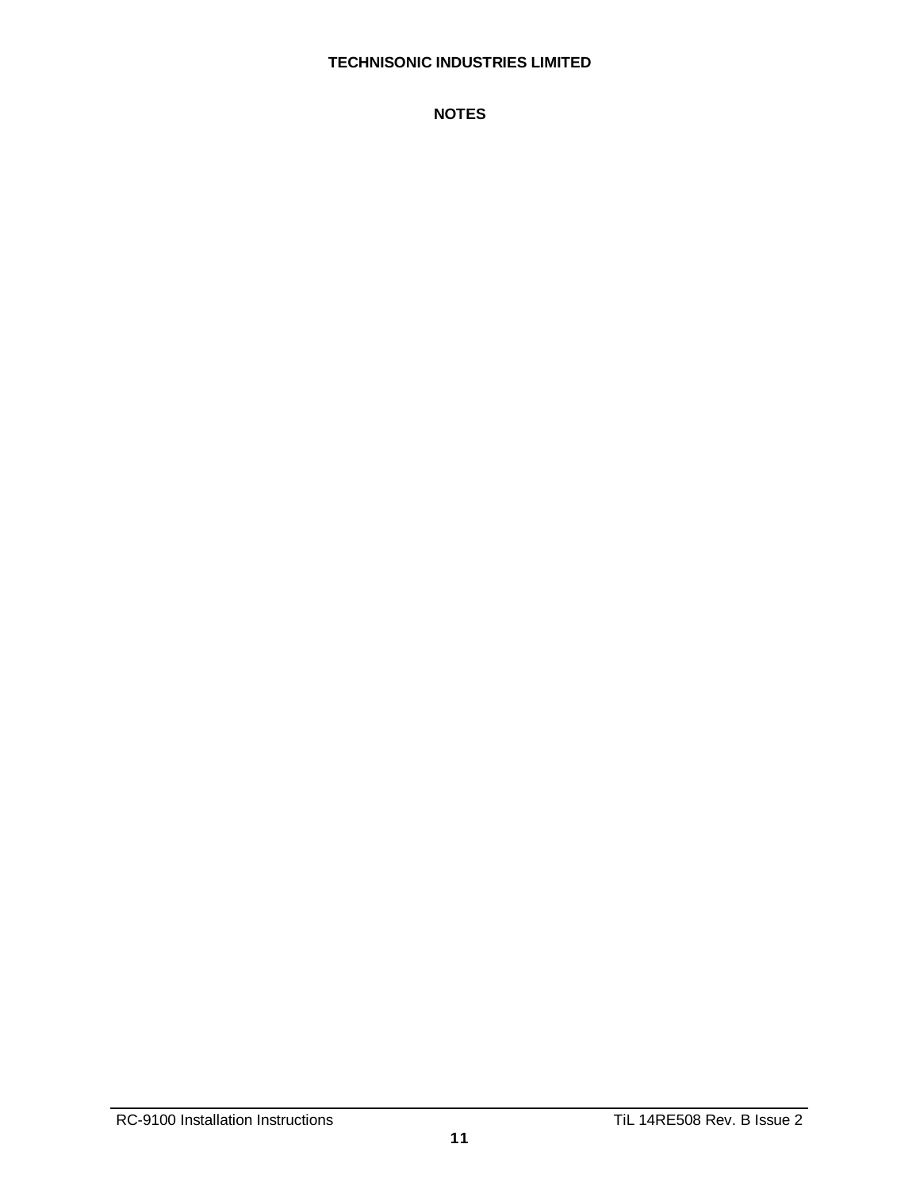## NOTES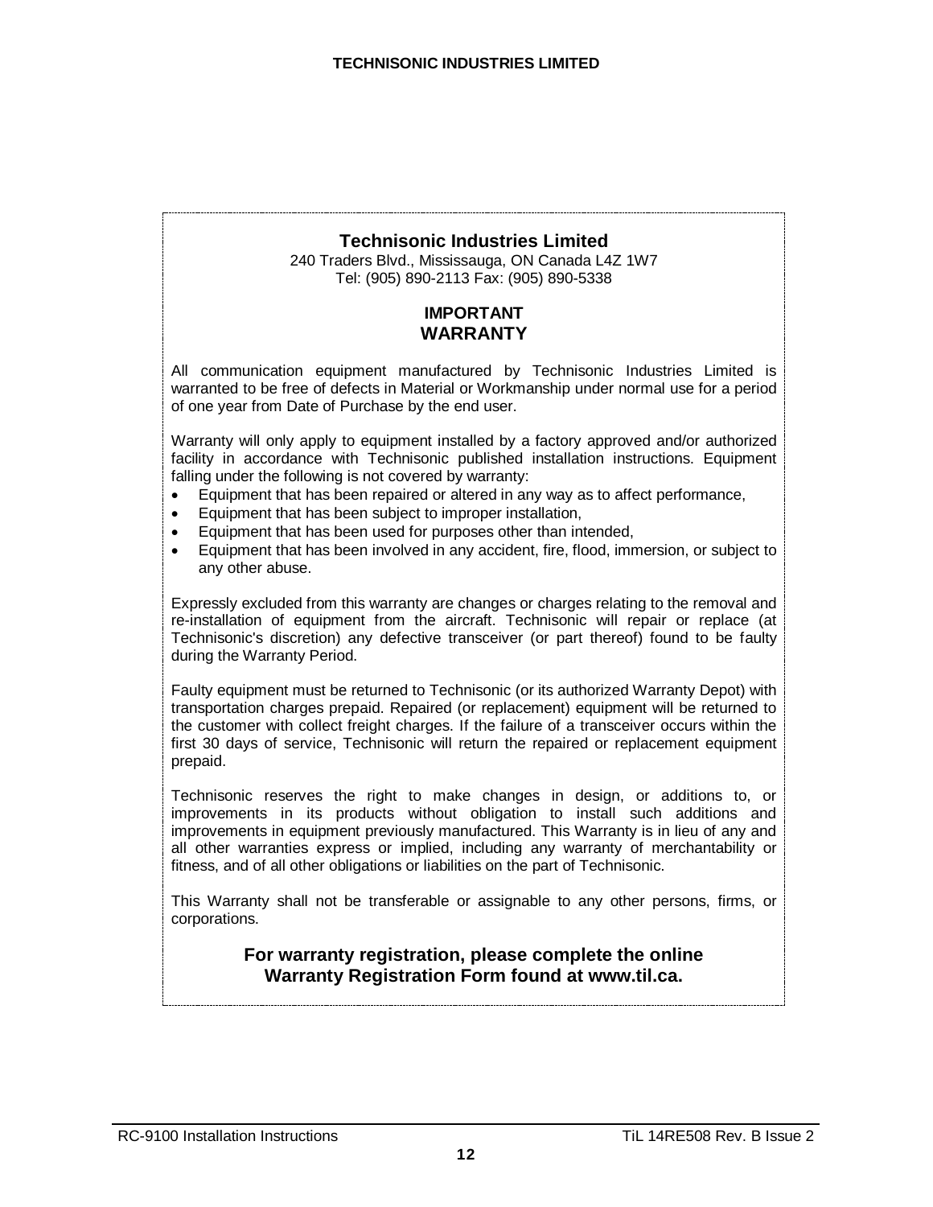## Technisonic Industries Limited

240 Traders Blvd., Mississauga, ON Canada L4Z 1W7
Tel: (905) 890-2113 Fax: (905) 890-5338

### IMPORTANT
### WARRANTY

All communication equipment manufactured by Technisonic Industries Limited is warranted to be free of defects in Material or Workmanship under normal use for a period of one year from Date of Purchase by the end user.

Warranty will only apply to equipment installed by a factory approved and/or authorized facility in accordance with Technisonic published installation instructions. Equipment falling under the following is not covered by warranty:

- Equipment that has been repaired or altered in any way as to affect performance,
- Equipment that has been subject to improper installation,
- Equipment that has been used for purposes other than intended,
- Equipment that has been involved in any accident, fire, flood, immersion, or subject to any other abuse.

Expressly excluded from this warranty are changes or charges relating to the removal and re-installation of equipment from the aircraft. Technisonic will repair or replace (at Technisonic's discretion) any defective transceiver (or part thereof) found to be faulty during the Warranty Period.

Faulty equipment must be returned to Technisonic (or its authorized Warranty Depot) with transportation charges prepaid. Repaired (or replacement) equipment will be returned to the customer with collect freight charges. If the failure of a transceiver occurs within the first 30 days of service, Technisonic will return the repaired or replacement equipment prepaid.

Technisonic reserves the right to make changes in design, or additions to, or improvements in its products without obligation to install such additions and improvements in equipment previously manufactured. This Warranty is in lieu of any and all other warranties express or implied, including any warranty of merchantability or fitness, and of all other obligations or liabilities on the part of Technisonic.

This Warranty shall not be transferable or assignable to any other persons, firms, or corporations.

**For warranty registration, please complete the online Warranty Registration Form found at www.til.ca.**